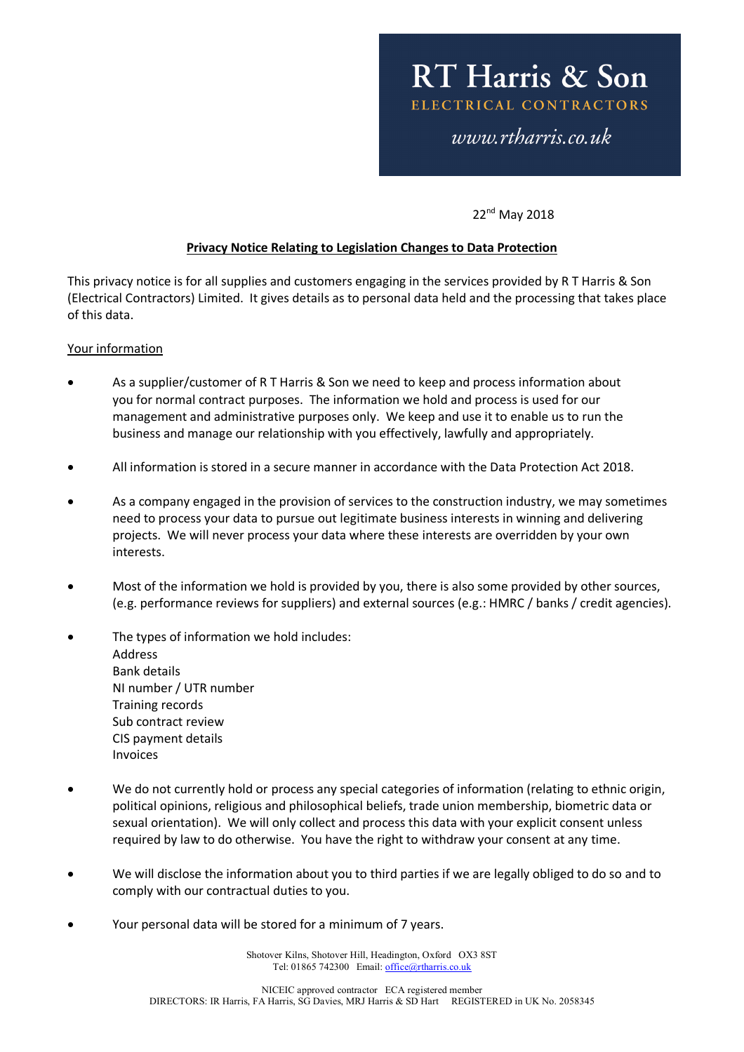# RT Harris & Son

ELECTRICAL CONTRACTORS

www.rtharris.co.uk

22nd May 2018

**Privacy Notice Relating to Legislation Changes to Data Protection**

This privacy notice is for all supplies and customers engaging in the services provided by R T Harris & Son (Electrical Contractors) Limited. It gives details as to personal data held and the processing that takes place of this data.

Your information

- As a supplier/customer of R T Harris & Son we need to keep and process information about you for normal contract purposes. The information we hold and process is used for our management and administrative purposes only. We keep and use it to enable us to run the business and manage our relationship with you effectively, lawfully and appropriately.
- All information is stored in a secure manner in accordance with the Data Protection Act 2018.
- As a company engaged in the provision of services to the construction industry, we may sometimes need to process your data to pursue out legitimate business interests in winning and delivering projects. We will never process your data where these interests are overridden by your own interests.
- Most of the information we hold is provided by you, there is also some provided by other sources, (e.g. performance reviews for suppliers) and external sources (e.g.: HMRC / banks / credit agencies).
- The types of information we hold includes:
  Address
  Bank details
  NI number / UTR number
  Training records
  Sub contract review
  CIS payment details
  Invoices
- We do not currently hold or process any special categories of information (relating to ethnic origin, political opinions, religious and philosophical beliefs, trade union membership, biometric data or sexual orientation). We will only collect and process this data with your explicit consent unless required by law to do otherwise. You have the right to withdraw your consent at any time.
- We will disclose the information about you to third parties if we are legally obliged to do so and to comply with our contractual duties to you.
- Your personal data will be stored for a minimum of 7 years.

Shotover Kilns, Shotover Hill, Headington, Oxford OX3 8ST
Tel: 01865 742300 Email: office@rtharris.co.uk

NICEIC approved contractor ECA registered member
DIRECTORS: IR Harris, FA Harris, SG Davies, MRJ Harris & SD Hart REGISTERED in UK No. 2058345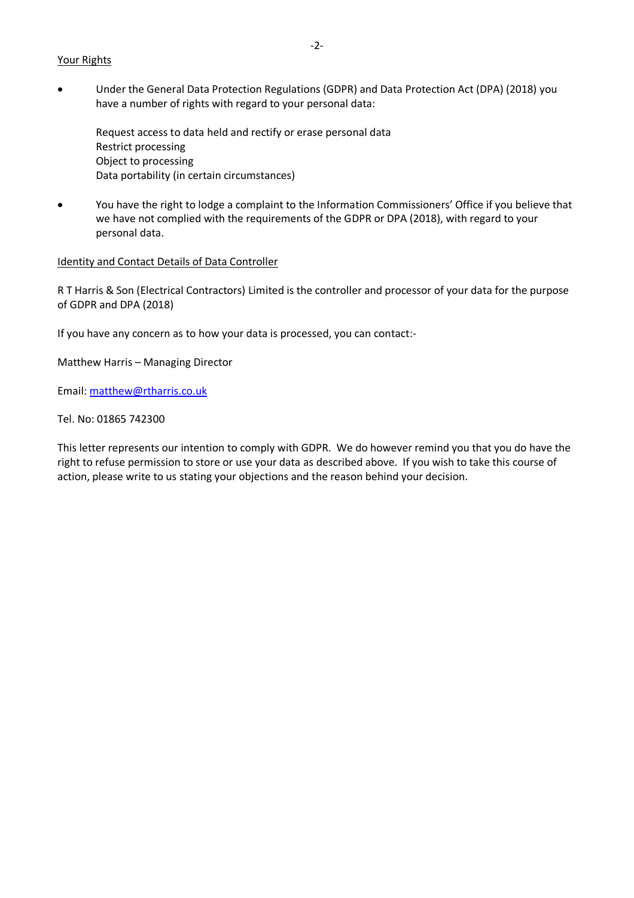Your Rights

- Under the General Data Protection Regulations (GDPR) and Data Protection Act (DPA) (2018) you have a number of rights with regard to your personal data:

  Request access to data held and rectify or erase personal data
  Restrict processing
  Object to processing
  Data portability (in certain circumstances)

- You have the right to lodge a complaint to the Information Commissioners' Office if you believe that we have not complied with the requirements of the GDPR or DPA (2018), with regard to your personal data.

Identity and Contact Details of Data Controller

R T Harris & Son (Electrical Contractors) Limited is the controller and processor of your data for the purpose of GDPR and DPA (2018)

If you have any concern as to how your data is processed, you can contact:-

Matthew Harris – Managing Director

Email: matthew@rtharris.co.uk

Tel. No: 01865 742300

This letter represents our intention to comply with GDPR. We do however remind you that you do have the right to refuse permission to store or use your data as described above. If you wish to take this course of action, please write to us stating your objections and the reason behind your decision.